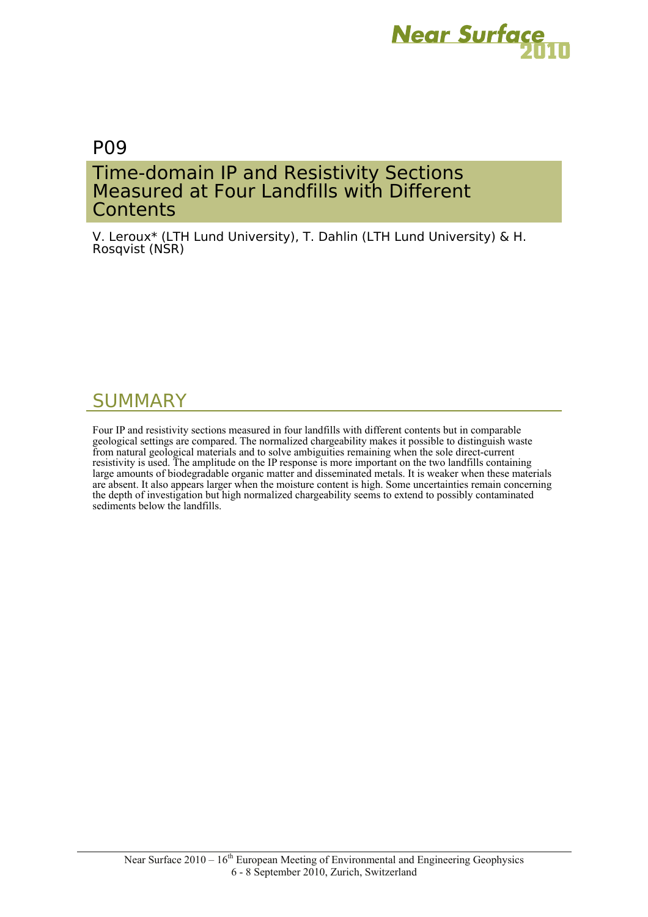P09

# Time-domain IP and Resistivity Sections Measured at Four Landfills with Different Contents

V. Leroux* (LTH Lund University), T. Dahlin (LTH Lund University) & H. Rosqvist (NSR)

## SUMMARY

Four IP and resistivity sections measured in four landfills with different contents but in comparable geological settings are compared. The normalized chargeability makes it possible to distinguish waste from natural geological materials and to solve ambiguities remaining when the sole direct-current resistivity is used. The amplitude on the IP response is more important on the two landfills containing large amounts of biodegradable organic matter and disseminated metals. It is weaker when these materials are absent. It also appears larger when the moisture content is high. Some uncertainties remain concerning the depth of investigation but high normalized chargeability seems to extend to possibly contaminated sediments below the landfills.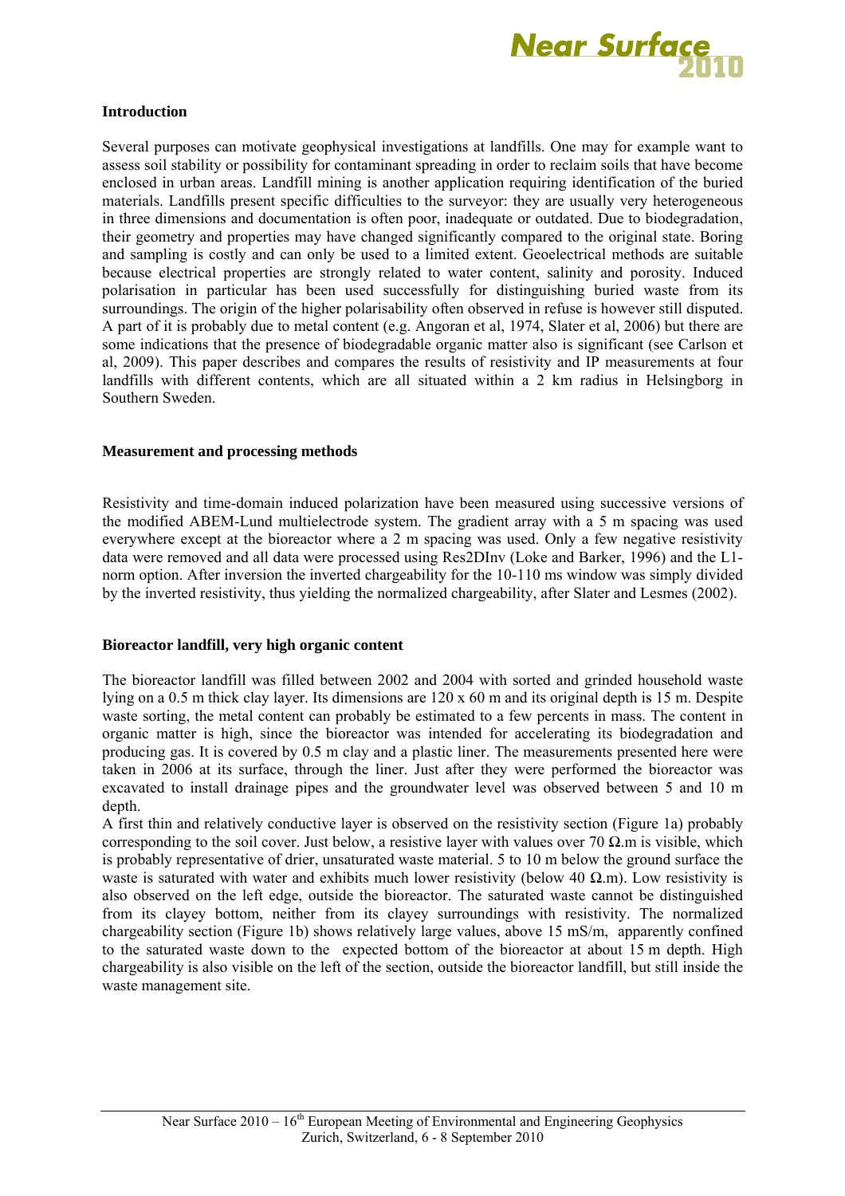## Introduction

Several purposes can motivate geophysical investigations at landfills. One may for example want to assess soil stability or possibility for contaminant spreading in order to reclaim soils that have become enclosed in urban areas. Landfill mining is another application requiring identification of the buried materials. Landfills present specific difficulties to the surveyor: they are usually very heterogeneous in three dimensions and documentation is often poor, inadequate or outdated. Due to biodegradation, their geometry and properties may have changed significantly compared to the original state. Boring and sampling is costly and can only be used to a limited extent. Geoelectrical methods are suitable because electrical properties are strongly related to water content, salinity and porosity. Induced polarisation in particular has been used successfully for distinguishing buried waste from its surroundings. The origin of the higher polarisability often observed in refuse is however still disputed. A part of it is probably due to metal content (e.g. Angoran et al, 1974, Slater et al, 2006) but there are some indications that the presence of biodegradable organic matter also is significant (see Carlson et al, 2009). This paper describes and compares the results of resistivity and IP measurements at four landfills with different contents, which are all situated within a 2 km radius in Helsingborg in Southern Sweden.

## Measurement and processing methods

Resistivity and time-domain induced polarization have been measured using successive versions of the modified ABEM-Lund multielectrode system. The gradient array with a 5 m spacing was used everywhere except at the bioreactor where a 2 m spacing was used. Only a few negative resistivity data were removed and all data were processed using Res2DInv (Loke and Barker, 1996) and the L1-norm option. After inversion the inverted chargeability for the 10-110 ms window was simply divided by the inverted resistivity, thus yielding the normalized chargeability, after Slater and Lesmes (2002).

## Bioreactor landfill, very high organic content

The bioreactor landfill was filled between 2002 and 2004 with sorted and grinded household waste lying on a 0.5 m thick clay layer. Its dimensions are 120 x 60 m and its original depth is 15 m. Despite waste sorting, the metal content can probably be estimated to a few percents in mass. The content in organic matter is high, since the bioreactor was intended for accelerating its biodegradation and producing gas. It is covered by 0.5 m clay and a plastic liner. The measurements presented here were taken in 2006 at its surface, through the liner. Just after they were performed the bioreactor was excavated to install drainage pipes and the groundwater level was observed between 5 and 10 m depth.

A first thin and relatively conductive layer is observed on the resistivity section (Figure 1a) probably corresponding to the soil cover. Just below, a resistive layer with values over 70 Ω.m is visible, which is probably representative of drier, unsaturated waste material. 5 to 10 m below the ground surface the waste is saturated with water and exhibits much lower resistivity (below 40 Ω.m). Low resistivity is also observed on the left edge, outside the bioreactor. The saturated waste cannot be distinguished from its clayey bottom, neither from its clayey surroundings with resistivity. The normalized chargeability section (Figure 1b) shows relatively large values, above 15 mS/m, apparently confined to the saturated waste down to the expected bottom of the bioreactor at about 15 m depth. High chargeability is also visible on the left of the section, outside the bioreactor landfill, but still inside the waste management site.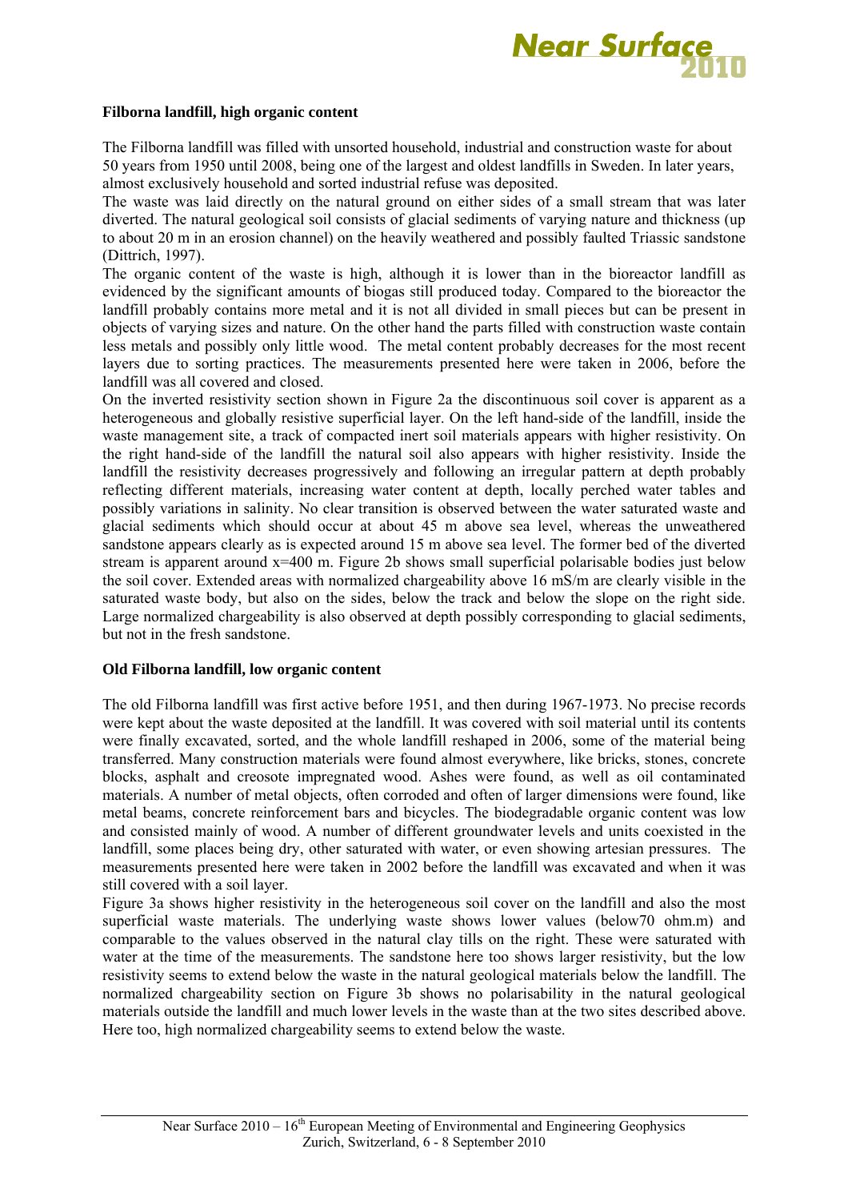**Filborna landfill, high organic content**

The Filborna landfill was filled with unsorted household, industrial and construction waste for about 50 years from 1950 until 2008, being one of the largest and oldest landfills in Sweden. In later years, almost exclusively household and sorted industrial refuse was deposited.

The waste was laid directly on the natural ground on either sides of a small stream that was later diverted. The natural geological soil consists of glacial sediments of varying nature and thickness (up to about 20 m in an erosion channel) on the heavily weathered and possibly faulted Triassic sandstone (Dittrich, 1997).

The organic content of the waste is high, although it is lower than in the bioreactor landfill as evidenced by the significant amounts of biogas still produced today. Compared to the bioreactor the landfill probably contains more metal and it is not all divided in small pieces but can be present in objects of varying sizes and nature. On the other hand the parts filled with construction waste contain less metals and possibly only little wood. The metal content probably decreases for the most recent layers due to sorting practices. The measurements presented here were taken in 2006, before the landfill was all covered and closed.

On the inverted resistivity section shown in Figure 2a the discontinuous soil cover is apparent as a heterogeneous and globally resistive superficial layer. On the left hand-side of the landfill, inside the waste management site, a track of compacted inert soil materials appears with higher resistivity. On the right hand-side of the landfill the natural soil also appears with higher resistivity. Inside the landfill the resistivity decreases progressively and following an irregular pattern at depth probably reflecting different materials, increasing water content at depth, locally perched water tables and possibly variations in salinity. No clear transition is observed between the water saturated waste and glacial sediments which should occur at about 45 m above sea level, whereas the unweathered sandstone appears clearly as is expected around 15 m above sea level. The former bed of the diverted stream is apparent around x=400 m. Figure 2b shows small superficial polarisable bodies just below the soil cover. Extended areas with normalized chargeability above 16 mS/m are clearly visible in the saturated waste body, but also on the sides, below the track and below the slope on the right side. Large normalized chargeability is also observed at depth possibly corresponding to glacial sediments, but not in the fresh sandstone.

**Old Filborna landfill, low organic content**

The old Filborna landfill was first active before 1951, and then during 1967-1973. No precise records were kept about the waste deposited at the landfill. It was covered with soil material until its contents were finally excavated, sorted, and the whole landfill reshaped in 2006, some of the material being transferred. Many construction materials were found almost everywhere, like bricks, stones, concrete blocks, asphalt and creosote impregnated wood. Ashes were found, as well as oil contaminated materials. A number of metal objects, often corroded and often of larger dimensions were found, like metal beams, concrete reinforcement bars and bicycles. The biodegradable organic content was low and consisted mainly of wood. A number of different groundwater levels and units coexisted in the landfill, some places being dry, other saturated with water, or even showing artesian pressures. The measurements presented here were taken in 2002 before the landfill was excavated and when it was still covered with a soil layer.

Figure 3a shows higher resistivity in the heterogeneous soil cover on the landfill and also the most superficial waste materials. The underlying waste shows lower values (below70 ohm.m) and comparable to the values observed in the natural clay tills on the right. These were saturated with water at the time of the measurements. The sandstone here too shows larger resistivity, but the low resistivity seems to extend below the waste in the natural geological materials below the landfill. The normalized chargeability section on Figure 3b shows no polarisability in the natural geological materials outside the landfill and much lower levels in the waste than at the two sites described above. Here too, high normalized chargeability seems to extend below the waste.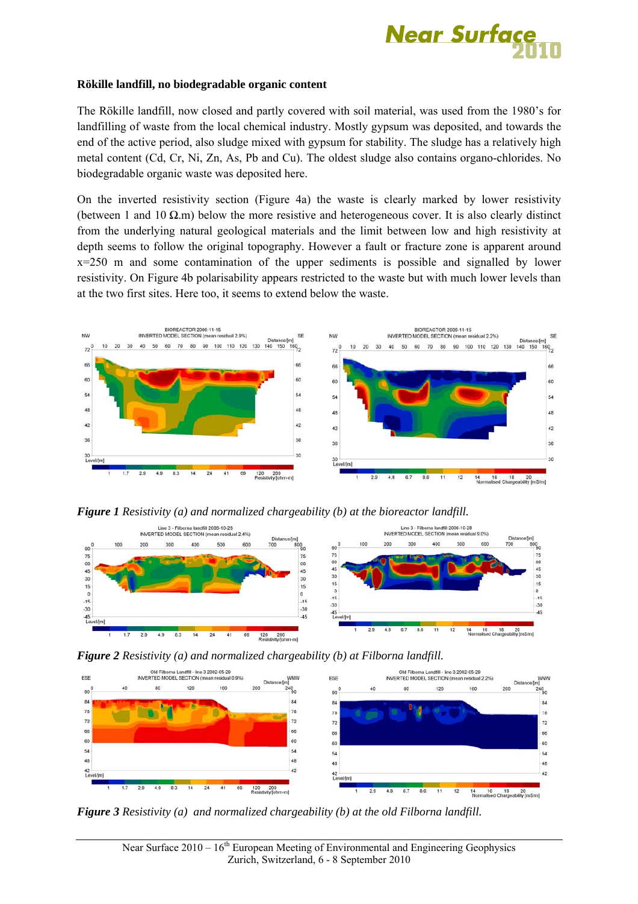**Rökille landfill, no biodegradable organic content**

The Rökille landfill, now closed and partly covered with soil material, was used from the 1980's for landfilling of waste from the local chemical industry. Mostly gypsum was deposited, and towards the end of the active period, also sludge mixed with gypsum for stability. The sludge has a relatively high metal content (Cd, Cr, Ni, Zn, As, Pb and Cu). The oldest sludge also contains organo-chlorides. No biodegradable organic waste was deposited here.

On the inverted resistivity section (Figure 4a) the waste is clearly marked by lower resistivity (between 1 and 10 Ω.m) below the more resistive and heterogeneous cover. It is also clearly distinct from the underlying natural geological materials and the limit between low and high resistivity at depth seems to follow the original topography. However a fault or fracture zone is apparent around x=250 m and some contamination of the upper sediments is possible and signalled by lower resistivity. On Figure 4b polarisability appears restricted to the waste but with much lower levels than at the two first sites. Here too, it seems to extend below the waste.

***Figure 1*** *Resistivity (a) and normalized chargeability (b) at the bioreactor landfill.*

***Figure 2*** *Resistivity (a) and normalized chargeability (b) at Filborna landfill.*

***Figure 3*** *Resistivity (a) and normalized chargeability (b) at the old Filborna landfill.*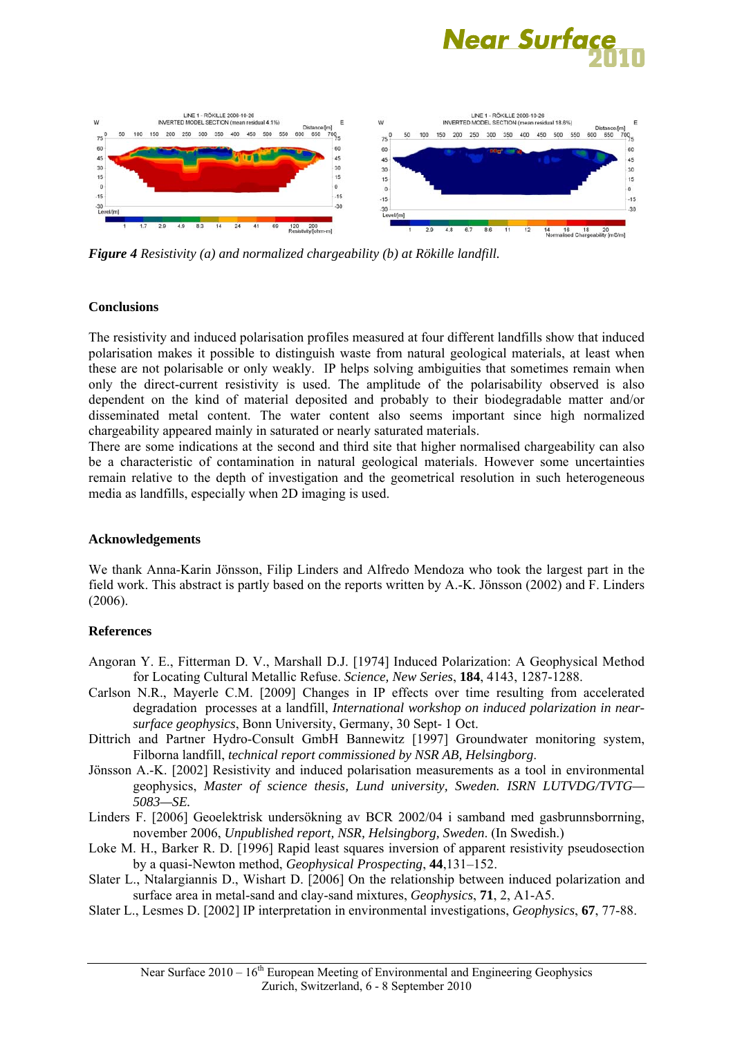LINE 1 - RÖKILLE 2006-10-26
INVERTED MODEL SECTION (mean residual 4.1%)
W E
Distance[m]
0 50 100 150 200 250 300 350 400 450 500 550 600 650 700
75 60 45 30 15 0 -15 -30
Level[m]
1 1.7 2.9 4.9 8.3 14 24 41 69 120 200
Resistivity[ohm-m]

LINE 1 - RÖKILLE 2006-10-26
INVERTED MODEL SECTION (mean residual 18.6%)
W E
Distance[m]
0 50 100 150 200 250 300 350 400 450 500 550 600 650 700
75 60 45 30 15 0 -15 -30
Level[m]
1 2.9 4.8 6.7 8.6 11 12 14 16 18 20
Normalised Chargeability [mS/m]

***Figure 4*** *Resistivity (a) and normalized chargeability (b) at Rökille landfill.*

## Conclusions

The resistivity and induced polarisation profiles measured at four different landfills show that induced polarisation makes it possible to distinguish waste from natural geological materials, at least when these are not polarisable or only weakly. IP helps solving ambiguities that sometimes remain when only the direct-current resistivity is used. The amplitude of the polarisability observed is also dependent on the kind of material deposited and probably to their biodegradable matter and/or disseminated metal content. The water content also seems important since high normalized chargeability appeared mainly in saturated or nearly saturated materials.
There are some indications at the second and third site that higher normalised chargeability can also be a characteristic of contamination in natural geological materials. However some uncertainties remain relative to the depth of investigation and the geometrical resolution in such heterogeneous media as landfills, especially when 2D imaging is used.

## Acknowledgements

We thank Anna-Karin Jönsson, Filip Linders and Alfredo Mendoza who took the largest part in the field work. This abstract is partly based on the reports written by A.-K. Jönsson (2002) and F. Linders (2006).

## References

Angoran Y. E., Fitterman D. V., Marshall D.J. [1974] Induced Polarization: A Geophysical Method for Locating Cultural Metallic Refuse. *Science, New Series*, **184**, 4143, 1287-1288.

Carlson N.R., Mayerle C.M. [2009] Changes in IP effects over time resulting from accelerated degradation processes at a landfill, *International workshop on induced polarization in near-surface geophysics*, Bonn University, Germany, 30 Sept- 1 Oct.

Dittrich and Partner Hydro-Consult GmbH Bannewitz [1997] Groundwater monitoring system, Filborna landfill, *technical report commissioned by NSR AB, Helsingborg*.

Jönsson A.-K. [2002] Resistivity and induced polarisation measurements as a tool in environmental geophysics, *Master of science thesis, Lund university, Sweden. ISRN LUTVDG/TVTG—5083—SE.*

Linders F. [2006] Geoelektrisk undersökning av BCR 2002/04 i samband med gasbrunnsborrning, november 2006, *Unpublished report, NSR, Helsingborg, Sweden*. (In Swedish.)

Loke M. H., Barker R. D. [1996] Rapid least squares inversion of apparent resistivity pseudosection by a quasi-Newton method, *Geophysical Prospecting*, **44**,131–152.

Slater L., Ntalargiannis D., Wishart D. [2006] On the relationship between induced polarization and surface area in metal-sand and clay-sand mixtures, *Geophysics*, **71**, 2, A1-A5.

Slater L., Lesmes D. [2002] IP interpretation in environmental investigations, *Geophysics*, **67**, 77-88.